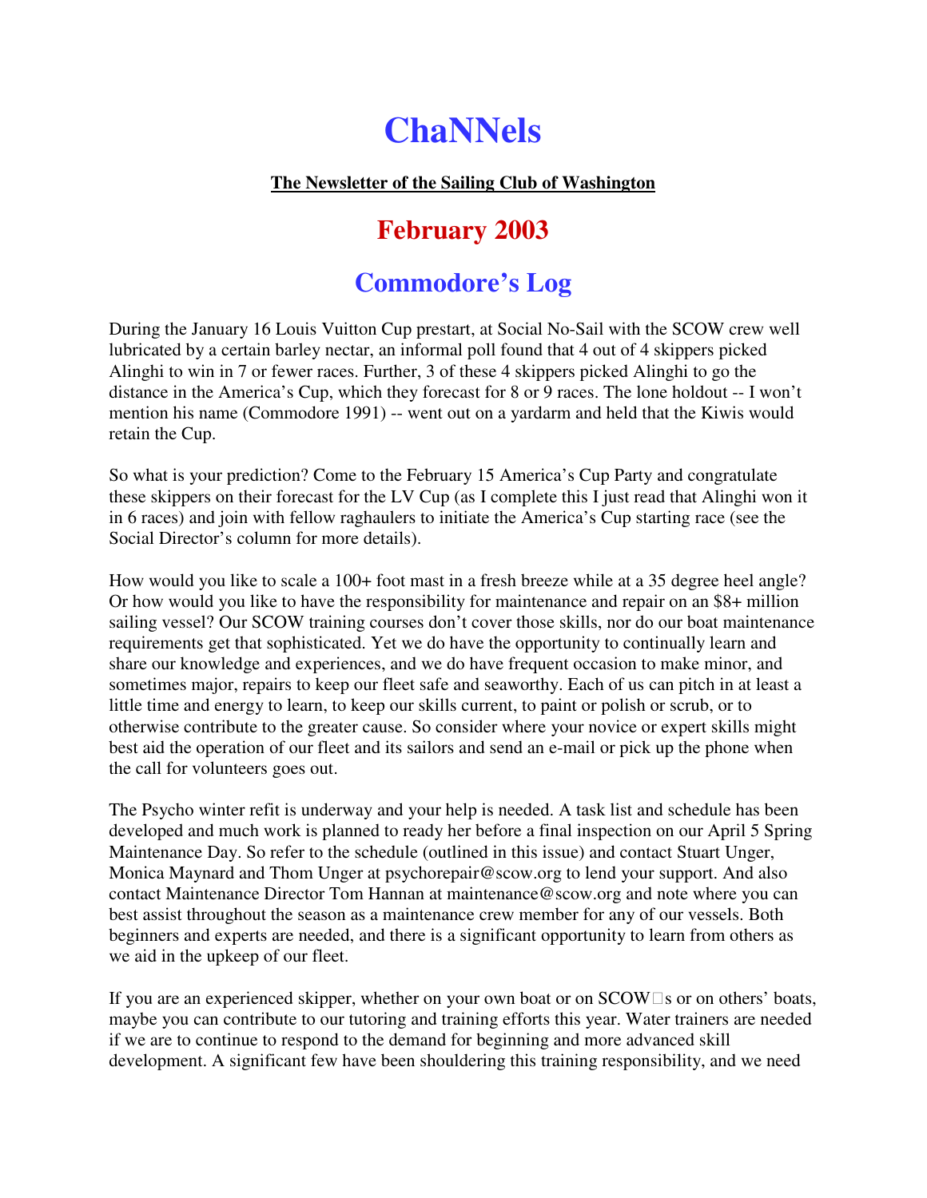# ChaNNels

**The Newsletter of the Sailing Club of Washington**

## February 2003

## Commodore's Log

During the January 16 Louis Vuitton Cup prestart, at Social No-Sail with the SCOW crew well lubricated by a certain barley nectar, an informal poll found that 4 out of 4 skippers picked Alinghi to win in 7 or fewer races. Further, 3 of these 4 skippers picked Alinghi to go the distance in the America's Cup, which they forecast for 8 or 9 races. The lone holdout -- I won't mention his name (Commodore 1991) -- went out on a yardarm and held that the Kiwis would retain the Cup.

So what is your prediction? Come to the February 15 America's Cup Party and congratulate these skippers on their forecast for the LV Cup (as I complete this I just read that Alinghi won it in 6 races) and join with fellow raghaulers to initiate the America's Cup starting race (see the Social Director's column for more details).

How would you like to scale a 100+ foot mast in a fresh breeze while at a 35 degree heel angle? Or how would you like to have the responsibility for maintenance and repair on an $8+ million sailing vessel? Our SCOW training courses don't cover those skills, nor do our boat maintenance requirements get that sophisticated. Yet we do have the opportunity to continually learn and share our knowledge and experiences, and we do have frequent occasion to make minor, and sometimes major, repairs to keep our fleet safe and seaworthy. Each of us can pitch in at least a little time and energy to learn, to keep our skills current, to paint or polish or scrub, or to otherwise contribute to the greater cause. So consider where your novice or expert skills might best aid the operation of our fleet and its sailors and send an e-mail or pick up the phone when the call for volunteers goes out.

The Psycho winter refit is underway and your help is needed. A task list and schedule has been developed and much work is planned to ready her before a final inspection on our April 5 Spring Maintenance Day. So refer to the schedule (outlined in this issue) and contact Stuart Unger, Monica Maynard and Thom Unger at psychorepair@scow.org to lend your support. And also contact Maintenance Director Tom Hannan at maintenance@scow.org and note where you can best assist throughout the season as a maintenance crew member for any of our vessels. Both beginners and experts are needed, and there is a significant opportunity to learn from others as we aid in the upkeep of our fleet.

If you are an experienced skipper, whether on your own boat or on SCOW's or on others' boats, maybe you can contribute to our tutoring and training efforts this year. Water trainers are needed if we are to continue to respond to the demand for beginning and more advanced skill development. A significant few have been shouldering this training responsibility, and we need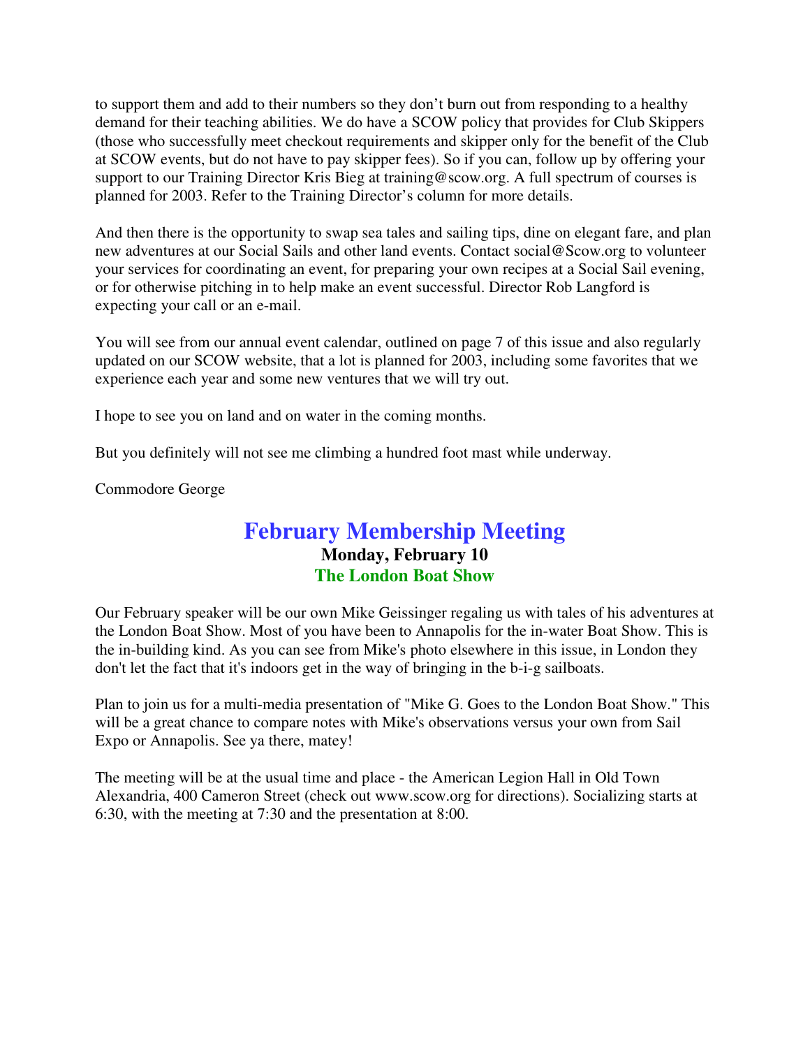to support them and add to their numbers so they don't burn out from responding to a healthy demand for their teaching abilities. We do have a SCOW policy that provides for Club Skippers (those who successfully meet checkout requirements and skipper only for the benefit of the Club at SCOW events, but do not have to pay skipper fees). So if you can, follow up by offering your support to our Training Director Kris Bieg at training@scow.org. A full spectrum of courses is planned for 2003. Refer to the Training Director's column for more details.

And then there is the opportunity to swap sea tales and sailing tips, dine on elegant fare, and plan new adventures at our Social Sails and other land events. Contact social@Scow.org to volunteer your services for coordinating an event, for preparing your own recipes at a Social Sail evening, or for otherwise pitching in to help make an event successful. Director Rob Langford is expecting your call or an e-mail.

You will see from our annual event calendar, outlined on page 7 of this issue and also regularly updated on our SCOW website, that a lot is planned for 2003, including some favorites that we experience each year and some new ventures that we will try out.

I hope to see you on land and on water in the coming months.

But you definitely will not see me climbing a hundred foot mast while underway.

Commodore George

## February Membership Meeting

**Monday, February 10**

**The London Boat Show**

Our February speaker will be our own Mike Geissinger regaling us with tales of his adventures at the London Boat Show. Most of you have been to Annapolis for the in-water Boat Show. This is the in-building kind. As you can see from Mike's photo elsewhere in this issue, in London they don't let the fact that it's indoors get in the way of bringing in the b-i-g sailboats.

Plan to join us for a multi-media presentation of "Mike G. Goes to the London Boat Show." This will be a great chance to compare notes with Mike's observations versus your own from Sail Expo or Annapolis. See ya there, matey!

The meeting will be at the usual time and place - the American Legion Hall in Old Town Alexandria, 400 Cameron Street (check out www.scow.org for directions). Socializing starts at 6:30, with the meeting at 7:30 and the presentation at 8:00.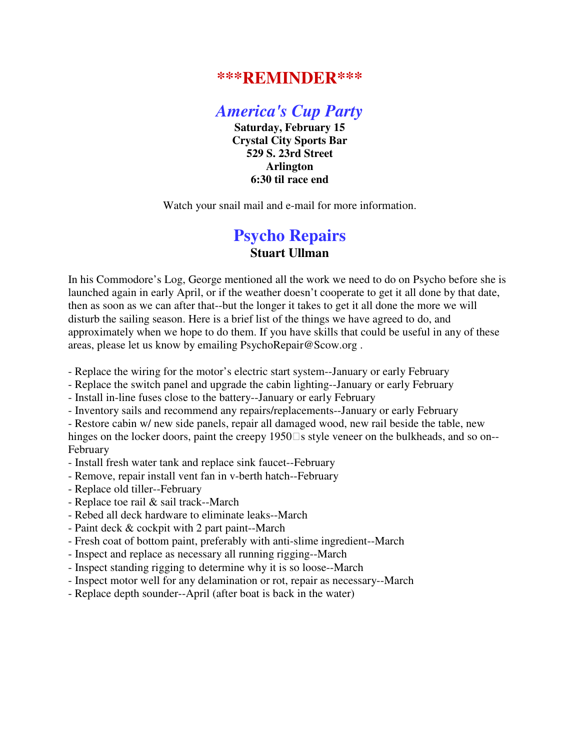# \*\*\*REMINDER\*\*\*

## *America's Cup Party*

**Saturday, February 15**
**Crystal City Sports Bar**
**529 S. 23rd Street**
**Arlington**
**6:30 til race end**

Watch your snail mail and e-mail for more information.

## Psycho Repairs

**Stuart Ullman**

In his Commodore's Log, George mentioned all the work we need to do on Psycho before she is launched again in early April, or if the weather doesn't cooperate to get it all done by that date, then as soon as we can after that--but the longer it takes to get it all done the more we will disturb the sailing season. Here is a brief list of the things we have agreed to do, and approximately when we hope to do them. If you have skills that could be useful in any of these areas, please let us know by emailing PsychoRepair@Scow.org .

- Replace the wiring for the motor's electric start system--January or early February
- Replace the switch panel and upgrade the cabin lighting--January or early February
- Install in-line fuses close to the battery--January or early February
- Inventory sails and recommend any repairs/replacements--January or early February
- Restore cabin w/ new side panels, repair all damaged wood, new rail beside the table, new hinges on the locker doors, paint the creepy 1950's style veneer on the bulkheads, and so on--February
- Install fresh water tank and replace sink faucet--February
- Remove, repair install vent fan in v-berth hatch--February
- Replace old tiller--February
- Replace toe rail & sail track--March
- Rebed all deck hardware to eliminate leaks--March
- Paint deck & cockpit with 2 part paint--March
- Fresh coat of bottom paint, preferably with anti-slime ingredient--March
- Inspect and replace as necessary all running rigging--March
- Inspect standing rigging to determine why it is so loose--March
- Inspect motor well for any delamination or rot, repair as necessary--March
- Replace depth sounder--April (after boat is back in the water)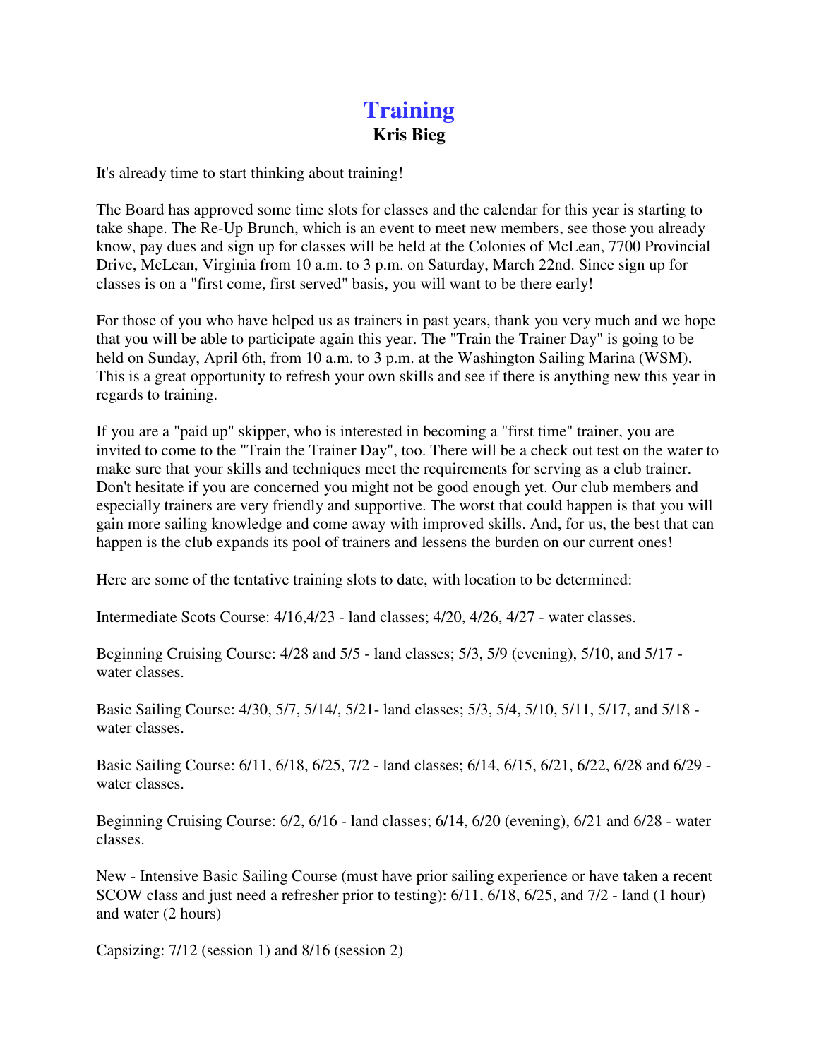# Training

**Kris Bieg**

It's already time to start thinking about training!

The Board has approved some time slots for classes and the calendar for this year is starting to take shape. The Re-Up Brunch, which is an event to meet new members, see those you already know, pay dues and sign up for classes will be held at the Colonies of McLean, 7700 Provincial Drive, McLean, Virginia from 10 a.m. to 3 p.m. on Saturday, March 22nd. Since sign up for classes is on a "first come, first served" basis, you will want to be there early!

For those of you who have helped us as trainers in past years, thank you very much and we hope that you will be able to participate again this year. The "Train the Trainer Day" is going to be held on Sunday, April 6th, from 10 a.m. to 3 p.m. at the Washington Sailing Marina (WSM). This is a great opportunity to refresh your own skills and see if there is anything new this year in regards to training.

If you are a "paid up" skipper, who is interested in becoming a "first time" trainer, you are invited to come to the "Train the Trainer Day", too. There will be a check out test on the water to make sure that your skills and techniques meet the requirements for serving as a club trainer. Don't hesitate if you are concerned you might not be good enough yet. Our club members and especially trainers are very friendly and supportive. The worst that could happen is that you will gain more sailing knowledge and come away with improved skills. And, for us, the best that can happen is the club expands its pool of trainers and lessens the burden on our current ones!

Here are some of the tentative training slots to date, with location to be determined:

Intermediate Scots Course: 4/16,4/23 - land classes; 4/20, 4/26, 4/27 - water classes.

Beginning Cruising Course: 4/28 and 5/5 - land classes; 5/3, 5/9 (evening), 5/10, and 5/17 - water classes.

Basic Sailing Course: 4/30, 5/7, 5/14/, 5/21- land classes; 5/3, 5/4, 5/10, 5/11, 5/17, and 5/18 - water classes.

Basic Sailing Course: 6/11, 6/18, 6/25, 7/2 - land classes; 6/14, 6/15, 6/21, 6/22, 6/28 and 6/29 - water classes.

Beginning Cruising Course: 6/2, 6/16 - land classes; 6/14, 6/20 (evening), 6/21 and 6/28 - water classes.

New - Intensive Basic Sailing Course (must have prior sailing experience or have taken a recent SCOW class and just need a refresher prior to testing): 6/11, 6/18, 6/25, and 7/2 - land (1 hour) and water (2 hours)

Capsizing: 7/12 (session 1) and 8/16 (session 2)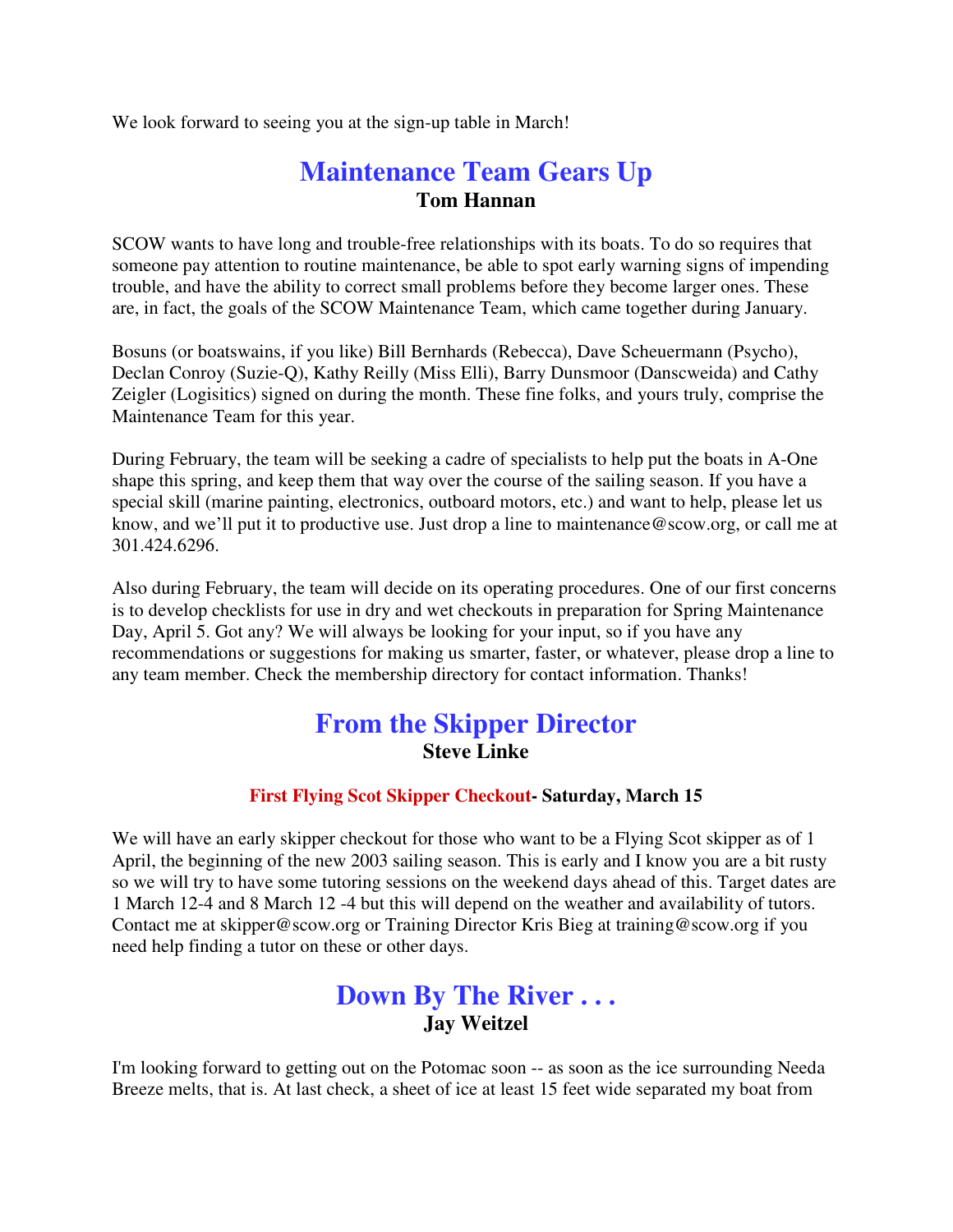We look forward to seeing you at the sign-up table in March!

## Maintenance Team Gears Up

**Tom Hannan**

SCOW wants to have long and trouble-free relationships with its boats. To do so requires that someone pay attention to routine maintenance, be able to spot early warning signs of impending trouble, and have the ability to correct small problems before they become larger ones. These are, in fact, the goals of the SCOW Maintenance Team, which came together during January.

Bosuns (or boatswains, if you like) Bill Bernhards (Rebecca), Dave Scheuermann (Psycho), Declan Conroy (Suzie-Q), Kathy Reilly (Miss Elli), Barry Dunsmoor (Danscweida) and Cathy Zeigler (Logisitics) signed on during the month. These fine folks, and yours truly, comprise the Maintenance Team for this year.

During February, the team will be seeking a cadre of specialists to help put the boats in A-One shape this spring, and keep them that way over the course of the sailing season. If you have a special skill (marine painting, electronics, outboard motors, etc.) and want to help, please let us know, and we'll put it to productive use. Just drop a line to maintenance@scow.org, or call me at 301.424.6296.

Also during February, the team will decide on its operating procedures. One of our first concerns is to develop checklists for use in dry and wet checkouts in preparation for Spring Maintenance Day, April 5. Got any? We will always be looking for your input, so if you have any recommendations or suggestions for making us smarter, faster, or whatever, please drop a line to any team member. Check the membership directory for contact information. Thanks!

## From the Skipper Director

**Steve Linke**

**First Flying Scot Skipper Checkout- Saturday, March 15**

We will have an early skipper checkout for those who want to be a Flying Scot skipper as of 1 April, the beginning of the new 2003 sailing season. This is early and I know you are a bit rusty so we will try to have some tutoring sessions on the weekend days ahead of this. Target dates are 1 March 12-4 and 8 March 12 -4 but this will depend on the weather and availability of tutors. Contact me at skipper@scow.org or Training Director Kris Bieg at training@scow.org if you need help finding a tutor on these or other days.

## Down By The River . . .

**Jay Weitzel**

I'm looking forward to getting out on the Potomac soon -- as soon as the ice surrounding Needa Breeze melts, that is. At last check, a sheet of ice at least 15 feet wide separated my boat from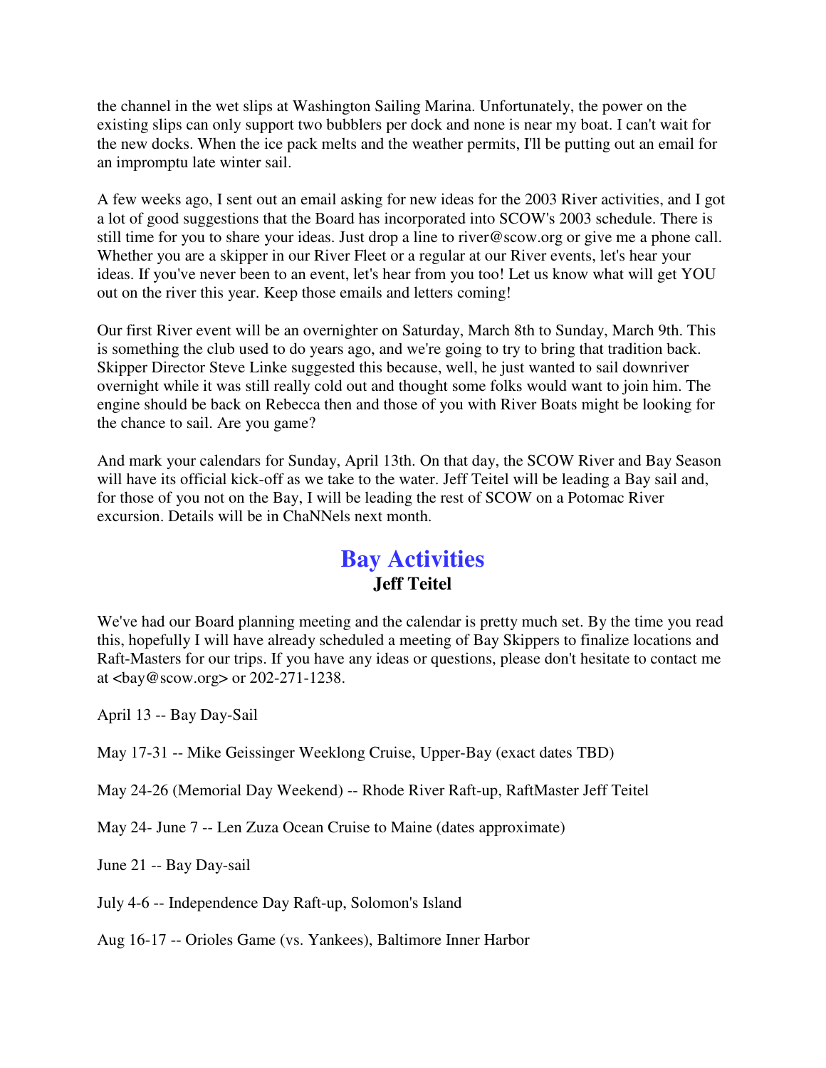the channel in the wet slips at Washington Sailing Marina. Unfortunately, the power on the existing slips can only support two bubblers per dock and none is near my boat. I can't wait for the new docks. When the ice pack melts and the weather permits, I'll be putting out an email for an impromptu late winter sail.

A few weeks ago, I sent out an email asking for new ideas for the 2003 River activities, and I got a lot of good suggestions that the Board has incorporated into SCOW's 2003 schedule. There is still time for you to share your ideas. Just drop a line to river@scow.org or give me a phone call. Whether you are a skipper in our River Fleet or a regular at our River events, let's hear your ideas. If you've never been to an event, let's hear from you too! Let us know what will get YOU out on the river this year. Keep those emails and letters coming!

Our first River event will be an overnighter on Saturday, March 8th to Sunday, March 9th. This is something the club used to do years ago, and we're going to try to bring that tradition back. Skipper Director Steve Linke suggested this because, well, he just wanted to sail downriver overnight while it was still really cold out and thought some folks would want to join him. The engine should be back on Rebecca then and those of you with River Boats might be looking for the chance to sail. Are you game?

And mark your calendars for Sunday, April 13th. On that day, the SCOW River and Bay Season will have its official kick-off as we take to the water. Jeff Teitel will be leading a Bay sail and, for those of you not on the Bay, I will be leading the rest of SCOW on a Potomac River excursion. Details will be in ChaNNels next month.

## Bay Activities

**Jeff Teitel**

We've had our Board planning meeting and the calendar is pretty much set. By the time you read this, hopefully I will have already scheduled a meeting of Bay Skippers to finalize locations and Raft-Masters for our trips. If you have any ideas or questions, please don't hesitate to contact me at <bay@scow.org> or 202-271-1238.

April 13 -- Bay Day-Sail

May 17-31 -- Mike Geissinger Weeklong Cruise, Upper-Bay (exact dates TBD)

May 24-26 (Memorial Day Weekend) -- Rhode River Raft-up, RaftMaster Jeff Teitel

May 24- June 7 -- Len Zuza Ocean Cruise to Maine (dates approximate)

June 21 -- Bay Day-sail

July 4-6 -- Independence Day Raft-up, Solomon's Island

Aug 16-17 -- Orioles Game (vs. Yankees), Baltimore Inner Harbor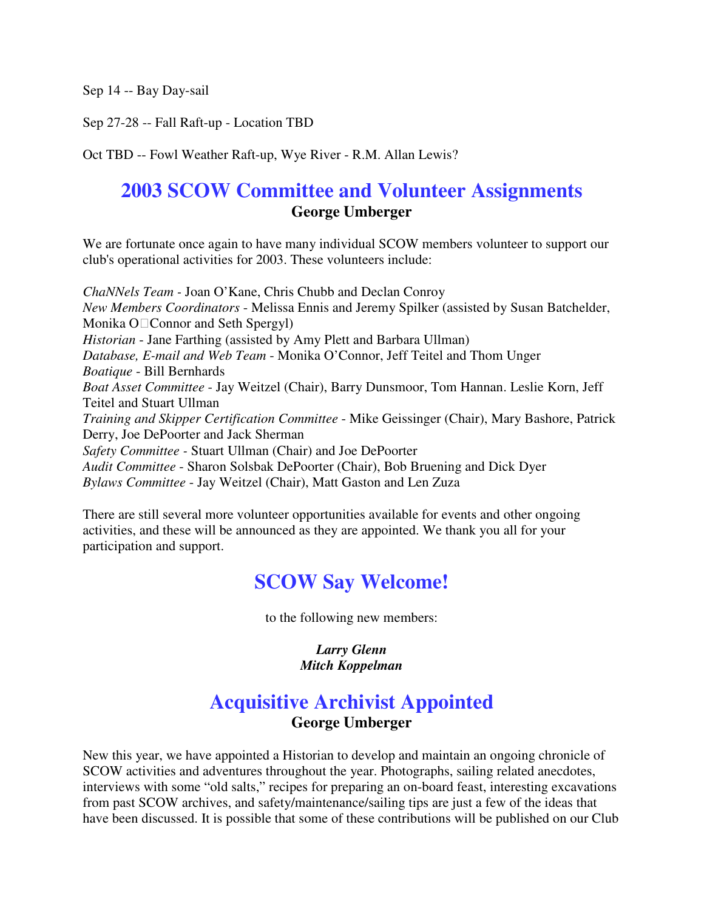Sep 14 -- Bay Day-sail

Sep 27-28 -- Fall Raft-up - Location TBD

Oct TBD -- Fowl Weather Raft-up, Wye River - R.M. Allan Lewis?

## 2003 SCOW Committee and Volunteer Assignments

**George Umberger**

We are fortunate once again to have many individual SCOW members volunteer to support our club's operational activities for 2003. These volunteers include:

*ChaNNels Team* - Joan O'Kane, Chris Chubb and Declan Conroy
*New Members Coordinators* - Melissa Ennis and Jeremy Spilker (assisted by Susan Batchelder, Monika O'Connor and Seth Spergyl)
*Historian* - Jane Farthing (assisted by Amy Plett and Barbara Ullman)
*Database, E-mail and Web Team* - Monika O'Connor, Jeff Teitel and Thom Unger
*Boatique* - Bill Bernhards
*Boat Asset Committee* - Jay Weitzel (Chair), Barry Dunsmoor, Tom Hannan. Leslie Korn, Jeff Teitel and Stuart Ullman
*Training and Skipper Certification Committee* - Mike Geissinger (Chair), Mary Bashore, Patrick Derry, Joe DePoorter and Jack Sherman
*Safety Committee* - Stuart Ullman (Chair) and Joe DePoorter
*Audit Committee* - Sharon Solsbak DePoorter (Chair), Bob Bruening and Dick Dyer
*Bylaws Committee* - Jay Weitzel (Chair), Matt Gaston and Len Zuza

There are still several more volunteer opportunities available for events and other ongoing activities, and these will be announced as they are appointed. We thank you all for your participation and support.

## SCOW Say Welcome!

to the following new members:

***Larry Glenn***
***Mitch Koppelman***

## Acquisitive Archivist Appointed

**George Umberger**

New this year, we have appointed a Historian to develop and maintain an ongoing chronicle of SCOW activities and adventures throughout the year. Photographs, sailing related anecdotes, interviews with some "old salts," recipes for preparing an on-board feast, interesting excavations from past SCOW archives, and safety/maintenance/sailing tips are just a few of the ideas that have been discussed. It is possible that some of these contributions will be published on our Club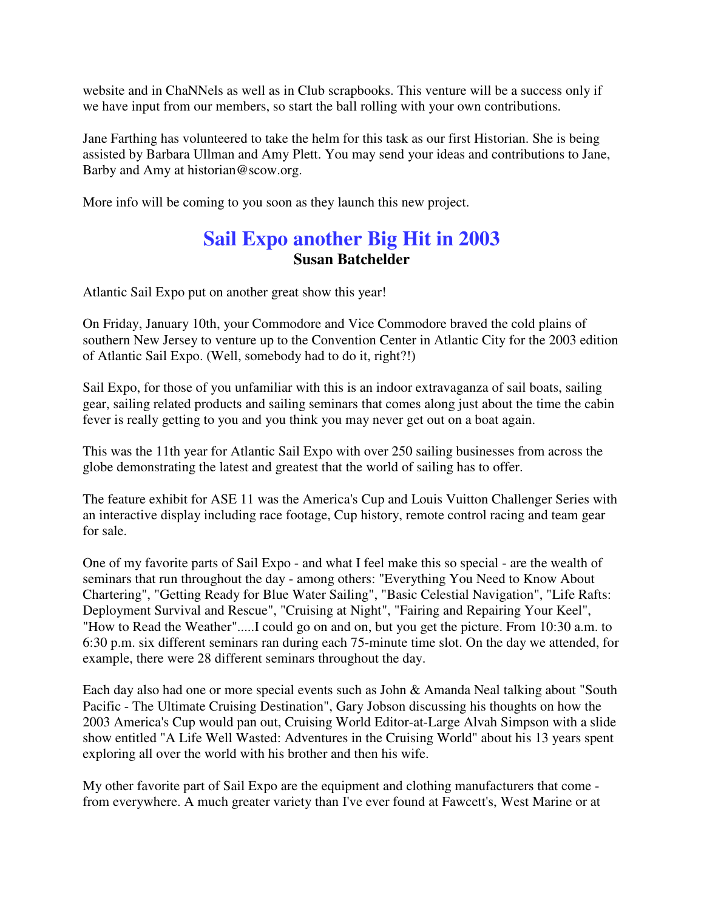website and in ChaNNels as well as in Club scrapbooks. This venture will be a success only if we have input from our members, so start the ball rolling with your own contributions.

Jane Farthing has volunteered to take the helm for this task as our first Historian. She is being assisted by Barbara Ullman and Amy Plett. You may send your ideas and contributions to Jane, Barby and Amy at historian@scow.org.

More info will be coming to you soon as they launch this new project.

## Sail Expo another Big Hit in 2003

**Susan Batchelder**

Atlantic Sail Expo put on another great show this year!

On Friday, January 10th, your Commodore and Vice Commodore braved the cold plains of southern New Jersey to venture up to the Convention Center in Atlantic City for the 2003 edition of Atlantic Sail Expo. (Well, somebody had to do it, right?!)

Sail Expo, for those of you unfamiliar with this is an indoor extravaganza of sail boats, sailing gear, sailing related products and sailing seminars that comes along just about the time the cabin fever is really getting to you and you think you may never get out on a boat again.

This was the 11th year for Atlantic Sail Expo with over 250 sailing businesses from across the globe demonstrating the latest and greatest that the world of sailing has to offer.

The feature exhibit for ASE 11 was the America's Cup and Louis Vuitton Challenger Series with an interactive display including race footage, Cup history, remote control racing and team gear for sale.

One of my favorite parts of Sail Expo - and what I feel make this so special - are the wealth of seminars that run throughout the day - among others: "Everything You Need to Know About Chartering", "Getting Ready for Blue Water Sailing", "Basic Celestial Navigation", "Life Rafts: Deployment Survival and Rescue", "Cruising at Night", "Fairing and Repairing Your Keel", "How to Read the Weather".....I could go on and on, but you get the picture. From 10:30 a.m. to 6:30 p.m. six different seminars ran during each 75-minute time slot. On the day we attended, for example, there were 28 different seminars throughout the day.

Each day also had one or more special events such as John & Amanda Neal talking about "South Pacific - The Ultimate Cruising Destination", Gary Jobson discussing his thoughts on how the 2003 America's Cup would pan out, Cruising World Editor-at-Large Alvah Simpson with a slide show entitled "A Life Well Wasted: Adventures in the Cruising World" about his 13 years spent exploring all over the world with his brother and then his wife.

My other favorite part of Sail Expo are the equipment and clothing manufacturers that come - from everywhere. A much greater variety than I've ever found at Fawcett's, West Marine or at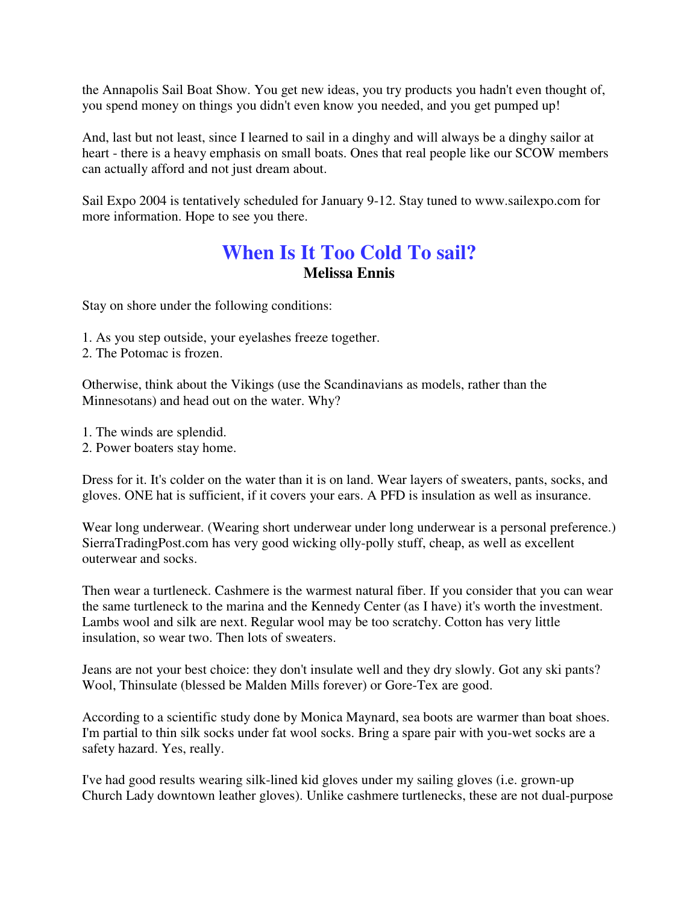the Annapolis Sail Boat Show. You get new ideas, you try products you hadn't even thought of, you spend money on things you didn't even know you needed, and you get pumped up!

And, last but not least, since I learned to sail in a dinghy and will always be a dinghy sailor at heart - there is a heavy emphasis on small boats. Ones that real people like our SCOW members can actually afford and not just dream about.

Sail Expo 2004 is tentatively scheduled for January 9-12. Stay tuned to www.sailexpo.com for more information. Hope to see you there.

## When Is It Too Cold To sail?

**Melissa Ennis**

Stay on shore under the following conditions:

1. As you step outside, your eyelashes freeze together.
2. The Potomac is frozen.

Otherwise, think about the Vikings (use the Scandinavians as models, rather than the Minnesotans) and head out on the water. Why?

1. The winds are splendid.
2. Power boaters stay home.

Dress for it. It's colder on the water than it is on land. Wear layers of sweaters, pants, socks, and gloves. ONE hat is sufficient, if it covers your ears. A PFD is insulation as well as insurance.

Wear long underwear. (Wearing short underwear under long underwear is a personal preference.) SierraTradingPost.com has very good wicking olly-polly stuff, cheap, as well as excellent outerwear and socks.

Then wear a turtleneck. Cashmere is the warmest natural fiber. If you consider that you can wear the same turtleneck to the marina and the Kennedy Center (as I have) it's worth the investment. Lambs wool and silk are next. Regular wool may be too scratchy. Cotton has very little insulation, so wear two. Then lots of sweaters.

Jeans are not your best choice: they don't insulate well and they dry slowly. Got any ski pants? Wool, Thinsulate (blessed be Malden Mills forever) or Gore-Tex are good.

According to a scientific study done by Monica Maynard, sea boots are warmer than boat shoes. I'm partial to thin silk socks under fat wool socks. Bring a spare pair with you-wet socks are a safety hazard. Yes, really.

I've had good results wearing silk-lined kid gloves under my sailing gloves (i.e. grown-up Church Lady downtown leather gloves). Unlike cashmere turtlenecks, these are not dual-purpose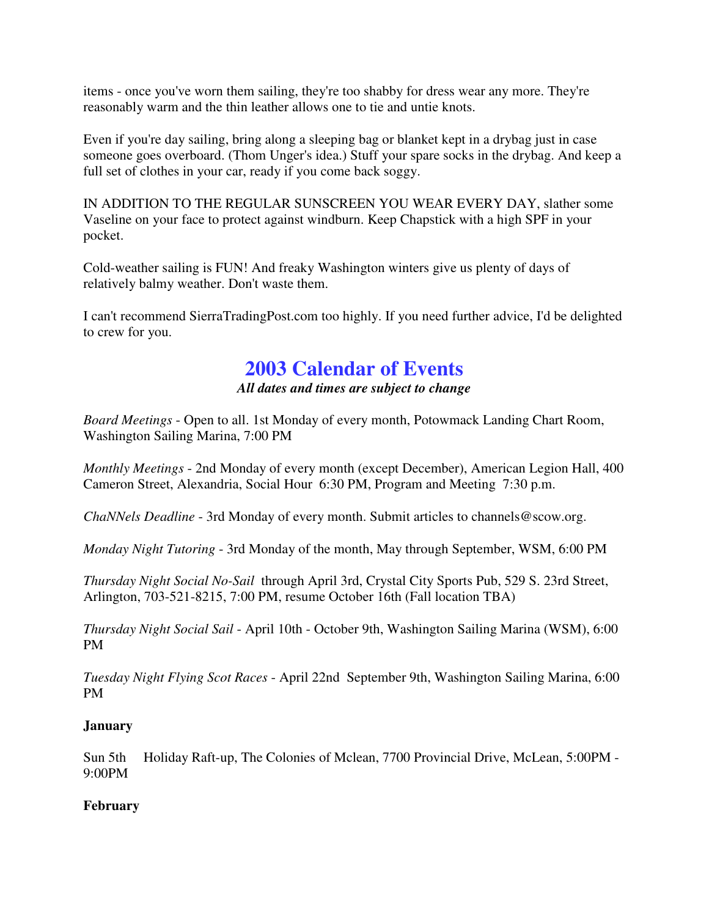items - once you've worn them sailing, they're too shabby for dress wear any more. They're reasonably warm and the thin leather allows one to tie and untie knots.

Even if you're day sailing, bring along a sleeping bag or blanket kept in a drybag just in case someone goes overboard. (Thom Unger's idea.) Stuff your spare socks in the drybag. And keep a full set of clothes in your car, ready if you come back soggy.

IN ADDITION TO THE REGULAR SUNSCREEN YOU WEAR EVERY DAY, slather some Vaseline on your face to protect against windburn. Keep Chapstick with a high SPF in your pocket.

Cold-weather sailing is FUN! And freaky Washington winters give us plenty of days of relatively balmy weather. Don't waste them.

I can't recommend SierraTradingPost.com too highly. If you need further advice, I'd be delighted to crew for you.

## 2003 Calendar of Events

***All dates and times are subject to change***

*Board Meetings* - Open to all. 1st Monday of every month, Potowmack Landing Chart Room, Washington Sailing Marina, 7:00 PM

*Monthly Meetings* - 2nd Monday of every month (except December), American Legion Hall, 400 Cameron Street, Alexandria, Social Hour 6:30 PM, Program and Meeting 7:30 p.m.

*ChaNNels Deadline* - 3rd Monday of every month. Submit articles to channels@scow.org.

*Monday Night Tutoring* - 3rd Monday of the month, May through September, WSM, 6:00 PM

*Thursday Night Social No-Sail* through April 3rd, Crystal City Sports Pub, 529 S. 23rd Street, Arlington, 703-521-8215, 7:00 PM, resume October 16th (Fall location TBA)

*Thursday Night Social Sail* - April 10th - October 9th, Washington Sailing Marina (WSM), 6:00 PM

*Tuesday Night Flying Scot Races* - April 22nd September 9th, Washington Sailing Marina, 6:00 PM

**January**

Sun 5th Holiday Raft-up, The Colonies of Mclean, 7700 Provincial Drive, McLean, 5:00PM - 9:00PM

**February**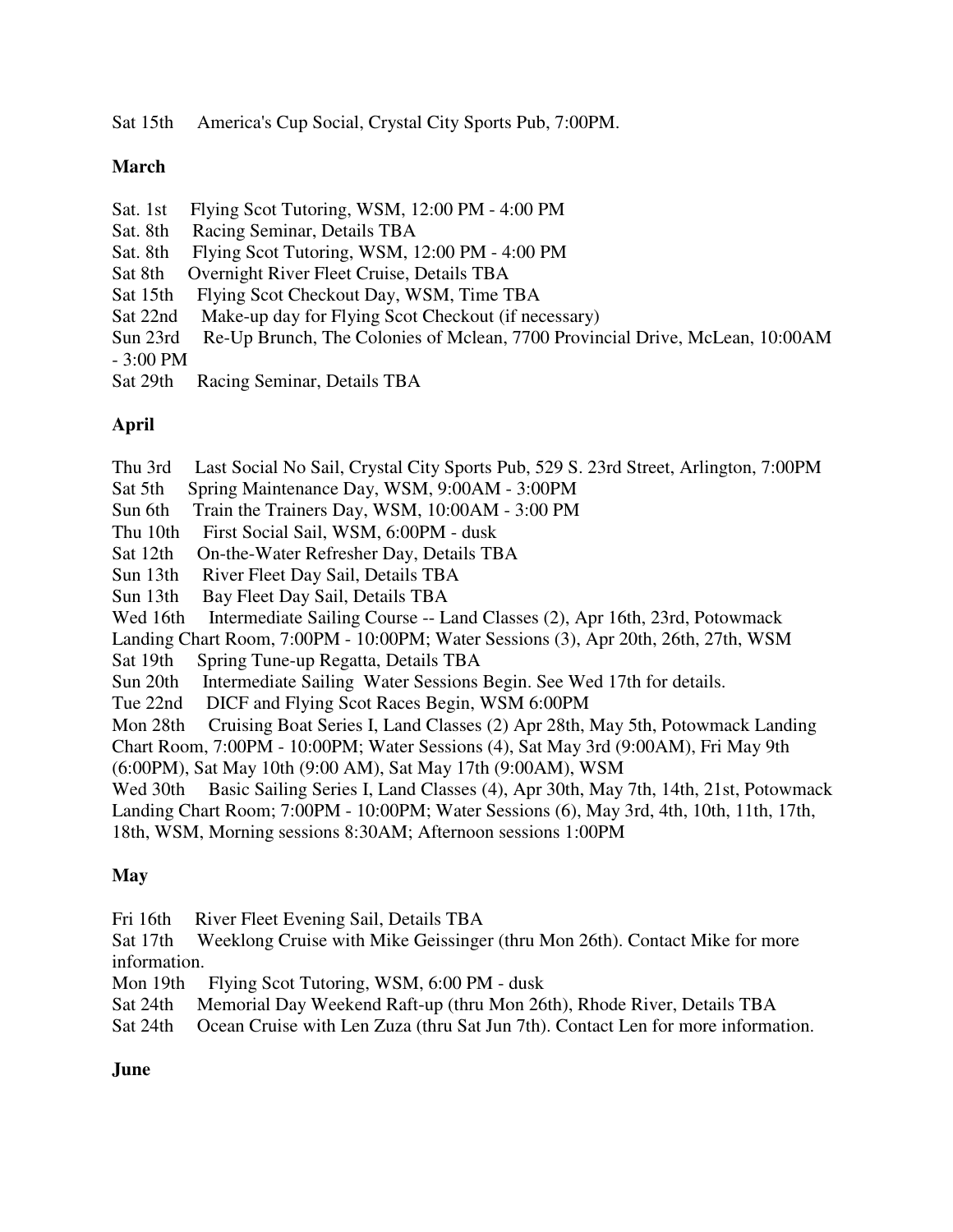Sat 15th  America's Cup Social, Crystal City Sports Pub, 7:00PM.

**March**

Sat. 1st  Flying Scot Tutoring, WSM, 12:00 PM - 4:00 PM
Sat. 8th  Racing Seminar, Details TBA
Sat. 8th  Flying Scot Tutoring, WSM, 12:00 PM - 4:00 PM
Sat 8th  Overnight River Fleet Cruise, Details TBA
Sat 15th  Flying Scot Checkout Day, WSM, Time TBA
Sat 22nd  Make-up day for Flying Scot Checkout (if necessary)
Sun 23rd  Re-Up Brunch, The Colonies of Mclean, 7700 Provincial Drive, McLean, 10:00AM - 3:00 PM
Sat 29th  Racing Seminar, Details TBA

**April**

Thu 3rd  Last Social No Sail, Crystal City Sports Pub, 529 S. 23rd Street, Arlington, 7:00PM
Sat 5th  Spring Maintenance Day, WSM, 9:00AM - 3:00PM
Sun 6th  Train the Trainers Day, WSM, 10:00AM - 3:00 PM
Thu 10th  First Social Sail, WSM, 6:00PM - dusk
Sat 12th  On-the-Water Refresher Day, Details TBA
Sun 13th  River Fleet Day Sail, Details TBA
Sun 13th  Bay Fleet Day Sail, Details TBA
Wed 16th  Intermediate Sailing Course -- Land Classes (2), Apr 16th, 23rd, Potowmack Landing Chart Room, 7:00PM - 10:00PM; Water Sessions (3), Apr 20th, 26th, 27th, WSM
Sat 19th  Spring Tune-up Regatta, Details TBA
Sun 20th  Intermediate Sailing Water Sessions Begin. See Wed 17th for details.
Tue 22nd  DICF and Flying Scot Races Begin, WSM 6:00PM
Mon 28th  Cruising Boat Series I, Land Classes (2) Apr 28th, May 5th, Potowmack Landing Chart Room, 7:00PM - 10:00PM; Water Sessions (4), Sat May 3rd (9:00AM), Fri May 9th (6:00PM), Sat May 10th (9:00 AM), Sat May 17th (9:00AM), WSM
Wed 30th  Basic Sailing Series I, Land Classes (4), Apr 30th, May 7th, 14th, 21st, Potowmack Landing Chart Room; 7:00PM - 10:00PM; Water Sessions (6), May 3rd, 4th, 10th, 11th, 17th, 18th, WSM, Morning sessions 8:30AM; Afternoon sessions 1:00PM

**May**

Fri 16th  River Fleet Evening Sail, Details TBA
Sat 17th  Weeklong Cruise with Mike Geissinger (thru Mon 26th). Contact Mike for more information.
Mon 19th  Flying Scot Tutoring, WSM, 6:00 PM - dusk
Sat 24th  Memorial Day Weekend Raft-up (thru Mon 26th), Rhode River, Details TBA
Sat 24th  Ocean Cruise with Len Zuza (thru Sat Jun 7th). Contact Len for more information.

**June**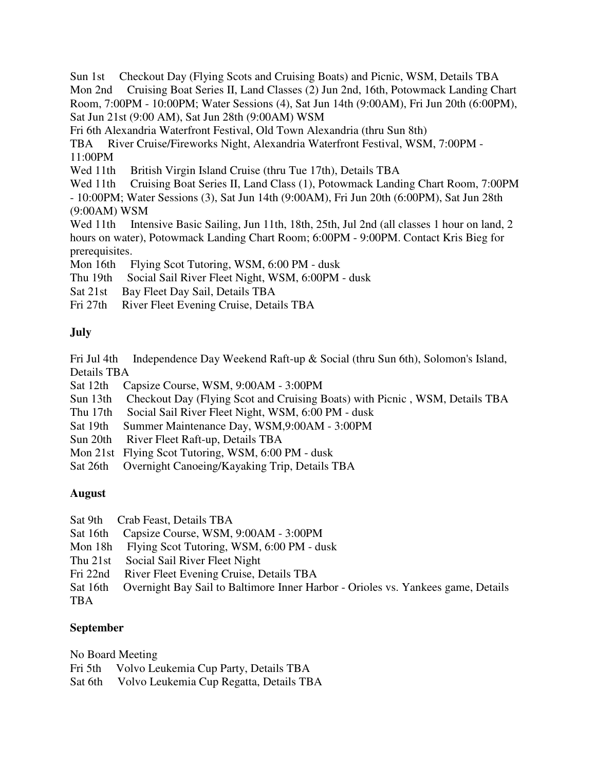Sun 1st Checkout Day (Flying Scots and Cruising Boats) and Picnic, WSM, Details TBA
Mon 2nd Cruising Boat Series II, Land Classes (2) Jun 2nd, 16th, Potowmack Landing Chart Room, 7:00PM - 10:00PM; Water Sessions (4), Sat Jun 14th (9:00AM), Fri Jun 20th (6:00PM), Sat Jun 21st (9:00 AM), Sat Jun 28th (9:00AM) WSM
Fri 6th Alexandria Waterfront Festival, Old Town Alexandria (thru Sun 8th)
TBA River Cruise/Fireworks Night, Alexandria Waterfront Festival, WSM, 7:00PM - 11:00PM
Wed 11th British Virgin Island Cruise (thru Tue 17th), Details TBA
Wed 11th Cruising Boat Series II, Land Class (1), Potowmack Landing Chart Room, 7:00PM - 10:00PM; Water Sessions (3), Sat Jun 14th (9:00AM), Fri Jun 20th (6:00PM), Sat Jun 28th (9:00AM) WSM
Wed 11th Intensive Basic Sailing, Jun 11th, 18th, 25th, Jul 2nd (all classes 1 hour on land, 2 hours on water), Potowmack Landing Chart Room; 6:00PM - 9:00PM. Contact Kris Bieg for prerequisites.
Mon 16th Flying Scot Tutoring, WSM, 6:00 PM - dusk
Thu 19th Social Sail River Fleet Night, WSM, 6:00PM - dusk
Sat 21st Bay Fleet Day Sail, Details TBA
Fri 27th River Fleet Evening Cruise, Details TBA

**July**

Fri Jul 4th Independence Day Weekend Raft-up & Social (thru Sun 6th), Solomon's Island, Details TBA
Sat 12th Capsize Course, WSM, 9:00AM - 3:00PM
Sun 13th Checkout Day (Flying Scot and Cruising Boats) with Picnic , WSM, Details TBA
Thu 17th Social Sail River Fleet Night, WSM, 6:00 PM - dusk
Sat 19th Summer Maintenance Day, WSM,9:00AM - 3:00PM
Sun 20th River Fleet Raft-up, Details TBA
Mon 21st Flying Scot Tutoring, WSM, 6:00 PM - dusk
Sat 26th Overnight Canoeing/Kayaking Trip, Details TBA

**August**

Sat 9th Crab Feast, Details TBA
Sat 16th Capsize Course, WSM, 9:00AM - 3:00PM
Mon 18h Flying Scot Tutoring, WSM, 6:00 PM - dusk
Thu 21st Social Sail River Fleet Night
Fri 22nd River Fleet Evening Cruise, Details TBA
Sat 16th Overnight Bay Sail to Baltimore Inner Harbor - Orioles vs. Yankees game, Details TBA

**September**

No Board Meeting
Fri 5th Volvo Leukemia Cup Party, Details TBA
Sat 6th Volvo Leukemia Cup Regatta, Details TBA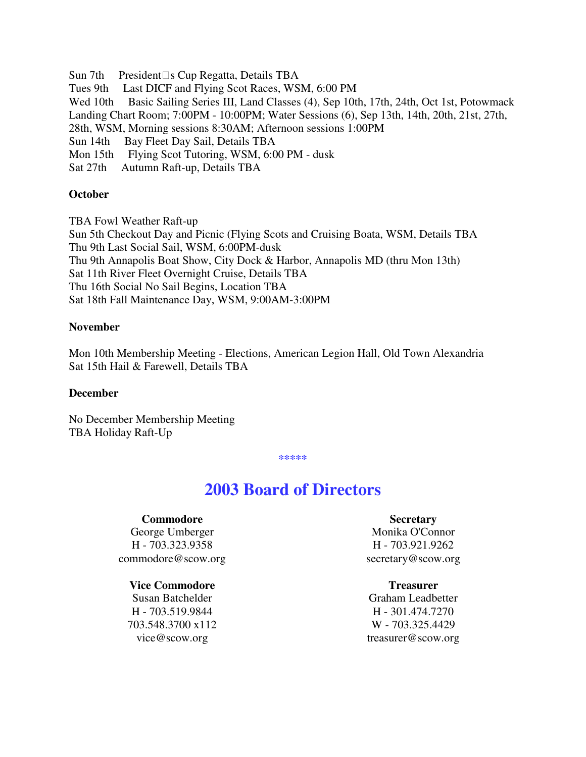Sun 7th President□s Cup Regatta, Details TBA  
Tues 9th Last DICF and Flying Scot Races, WSM, 6:00 PM  
Wed 10th Basic Sailing Series III, Land Classes (4), Sep 10th, 17th, 24th, Oct 1st, Potowmack Landing Chart Room; 7:00PM - 10:00PM; Water Sessions (6), Sep 13th, 14th, 20th, 21st, 27th, 28th, WSM, Morning sessions 8:30AM; Afternoon sessions 1:00PM  
Sun 14th Bay Fleet Day Sail, Details TBA  
Mon 15th Flying Scot Tutoring, WSM, 6:00 PM - dusk  
Sat 27th Autumn Raft-up, Details TBA

**October**

TBA Fowl Weather Raft-up  
Sun 5th Checkout Day and Picnic (Flying Scots and Cruising Boata, WSM, Details TBA  
Thu 9th Last Social Sail, WSM, 6:00PM-dusk  
Thu 9th Annapolis Boat Show, City Dock & Harbor, Annapolis MD (thru Mon 13th)  
Sat 11th River Fleet Overnight Cruise, Details TBA  
Thu 16th Social No Sail Begins, Location TBA  
Sat 18th Fall Maintenance Day, WSM, 9:00AM-3:00PM

**November**

Mon 10th Membership Meeting - Elections, American Legion Hall, Old Town Alexandria  
Sat 15th Hail & Farewell, Details TBA

**December**

No December Membership Meeting  
TBA Holiday Raft-Up

*****

## 2003 Board of Directors

**Commodore**  
George Umberger  
H - 703.323.9358  
commodore@scow.org

**Vice Commodore**  
Susan Batchelder  
H - 703.519.9844  
703.548.3700 x112  
vice@scow.org

**Secretary**  
Monika O'Connor  
H - 703.921.9262  
secretary@scow.org

**Treasurer**  
Graham Leadbetter  
H - 301.474.7270  
W - 703.325.4429  
treasurer@scow.org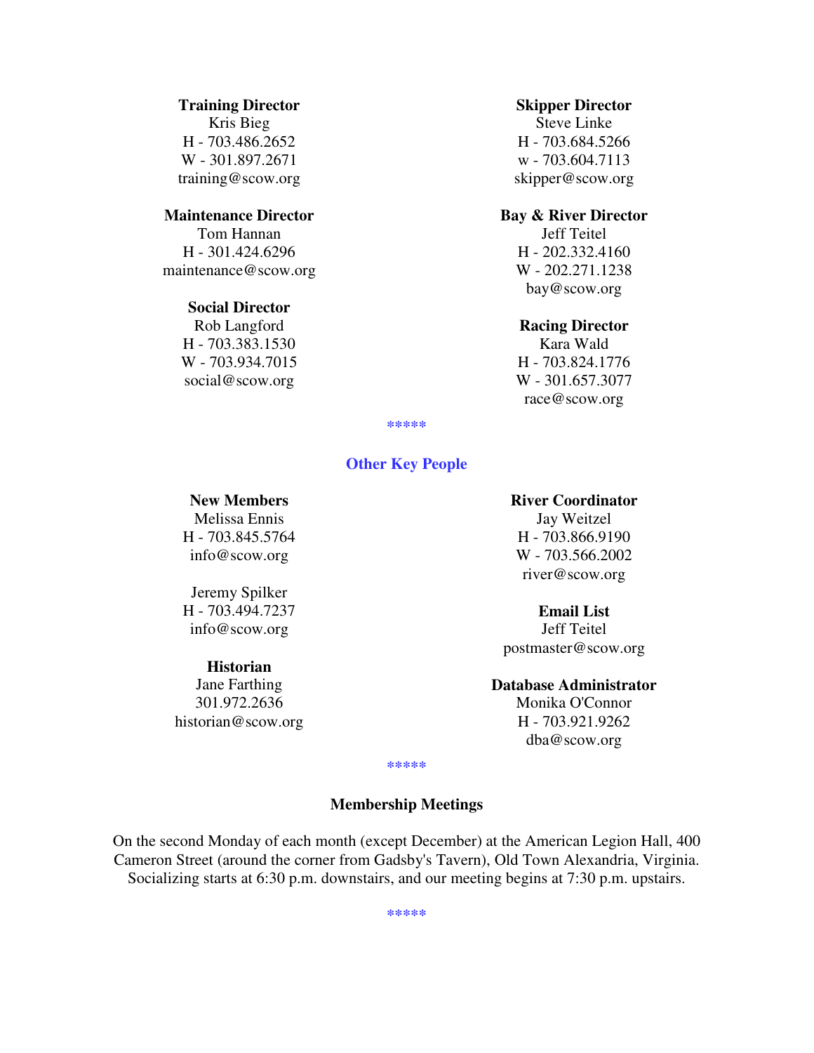**Training Director**
Kris Bieg
H - 703.486.2652
W - 301.897.2671
training@scow.org

**Maintenance Director**
Tom Hannan
H - 301.424.6296
maintenance@scow.org

**Social Director**
Rob Langford
H - 703.383.1530
W - 703.934.7015
social@scow.org

**Skipper Director**
Steve Linke
H - 703.684.5266
w - 703.604.7113
skipper@scow.org

**Bay & River Director**
Jeff Teitel
H - 202.332.4160
W - 202.271.1238
bay@scow.org

**Racing Director**
Kara Wald
H - 703.824.1776
W - 301.657.3077
race@scow.org

*****

## Other Key People

**New Members**
Melissa Ennis
H - 703.845.5764
info@scow.org

Jeremy Spilker
H - 703.494.7237
info@scow.org

**Historian**
Jane Farthing
301.972.2636
historian@scow.org

**River Coordinator**
Jay Weitzel
H - 703.866.9190
W - 703.566.2002
river@scow.org

**Email List**
Jeff Teitel
postmaster@scow.org

**Database Administrator**
Monika O'Connor
H - 703.921.9262
dba@scow.org

*****

## Membership Meetings

On the second Monday of each month (except December) at the American Legion Hall, 400 Cameron Street (around the corner from Gadsby's Tavern), Old Town Alexandria, Virginia. Socializing starts at 6:30 p.m. downstairs, and our meeting begins at 7:30 p.m. upstairs.

*****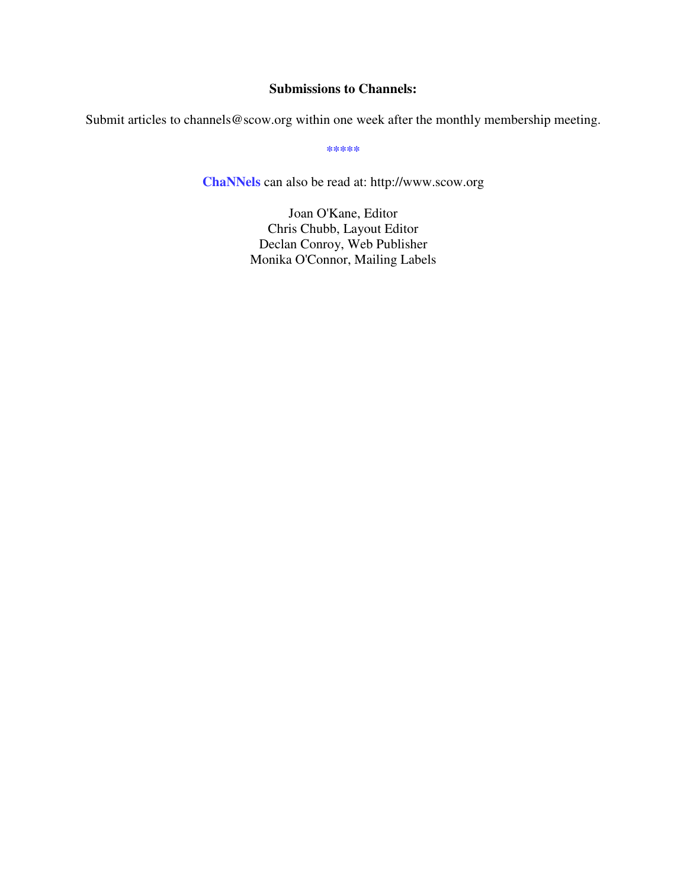**Submissions to Channels:**

Submit articles to channels@scow.org within one week after the monthly membership meeting.

*****

**ChaNNels** can also be read at: http://www.scow.org

Joan O'Kane, Editor
Chris Chubb, Layout Editor
Declan Conroy, Web Publisher
Monika O'Connor, Mailing Labels